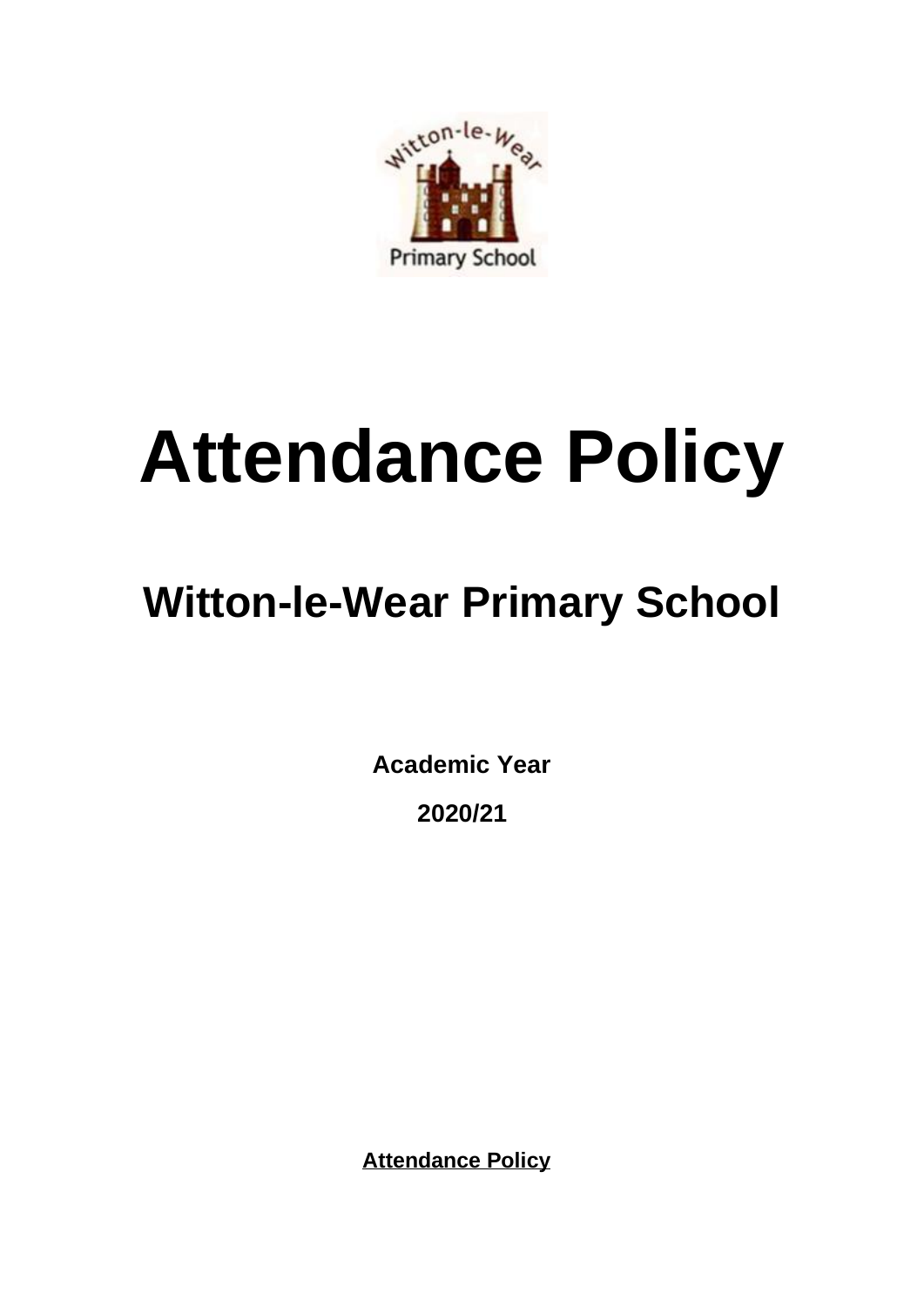# Attendance Policy

## Witton-le-Wear Primary School

**Academic Year**

**2020/21**

**Attendance Policy**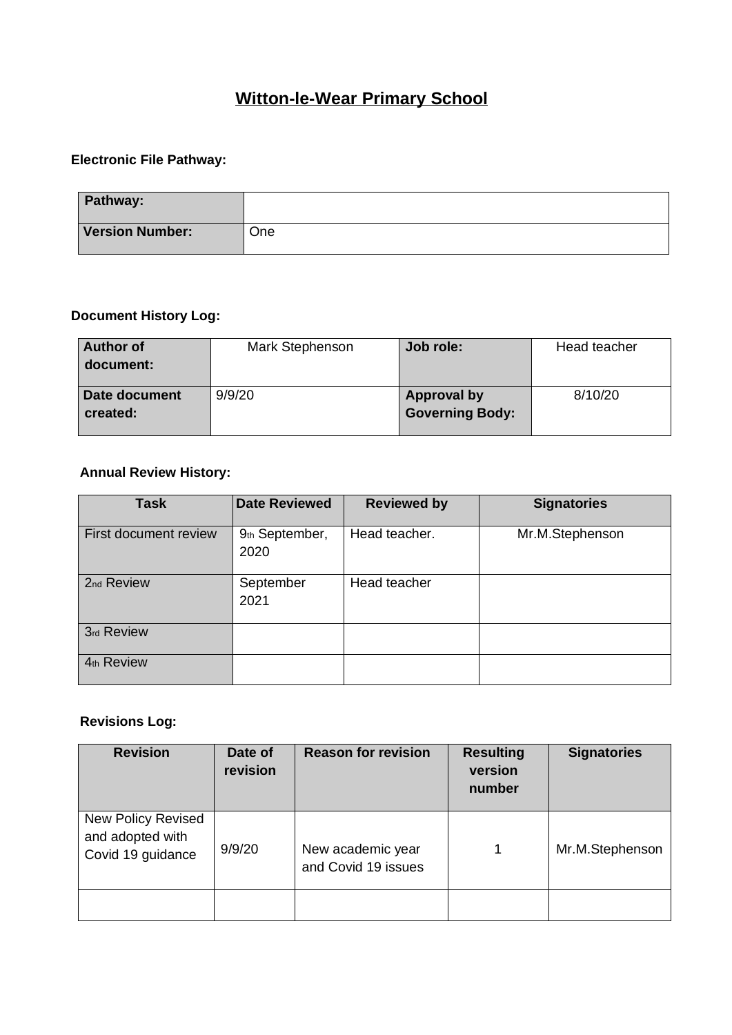# **Witton-le-Wear Primary School**

**Electronic File Pathway:**

| **Pathway:** | |
|---|---|
| **Version Number:** | One |

**Document History Log:**

| **Author of document:** | Mark Stephenson | **Job role:** | Head teacher |
|---|---|---|---|
| **Date document created:** | 9/9/20 | **Approval by Governing Body:** | 8/10/20 |

**Annual Review History:**

| Task | Date Reviewed | Reviewed by | Signatories |
|---|---|---|---|
| First document review | 9th September, 2020 | Head teacher. | Mr.M.Stephenson |
| 2nd Review | September 2021 | Head teacher | |
| 3rd Review | | | |
| 4th Review | | | |

**Revisions Log:**

| Revision | Date of revision | Reason for revision | Resulting version number | Signatories |
|---|---|---|---|---|
| New Policy Revised and adopted with Covid 19 guidance | 9/9/20 | New academic year and Covid 19 issues | 1 | Mr.M.Stephenson |
| | | | | |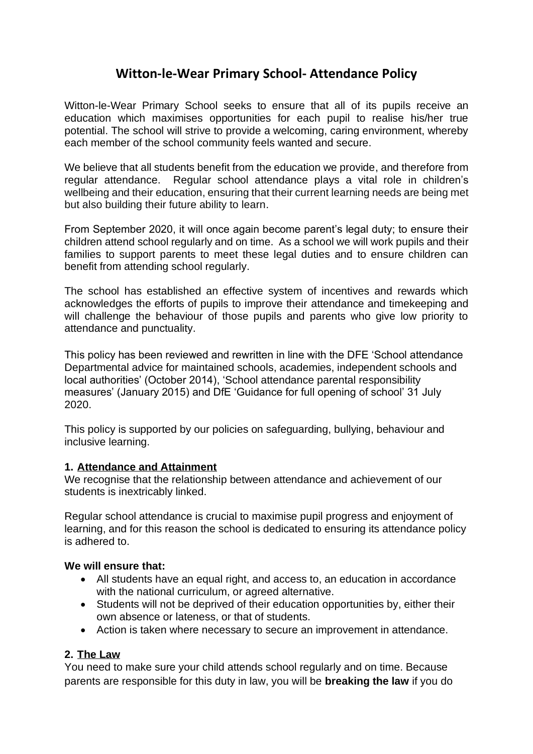# Witton-le-Wear Primary School- Attendance Policy

Witton-le-Wear Primary School seeks to ensure that all of its pupils receive an education which maximises opportunities for each pupil to realise his/her true potential. The school will strive to provide a welcoming, caring environment, whereby each member of the school community feels wanted and secure.

We believe that all students benefit from the education we provide, and therefore from regular attendance. Regular school attendance plays a vital role in children's wellbeing and their education, ensuring that their current learning needs are being met but also building their future ability to learn.

From September 2020, it will once again become parent's legal duty; to ensure their children attend school regularly and on time. As a school we will work pupils and their families to support parents to meet these legal duties and to ensure children can benefit from attending school regularly.

The school has established an effective system of incentives and rewards which acknowledges the efforts of pupils to improve their attendance and timekeeping and will challenge the behaviour of those pupils and parents who give low priority to attendance and punctuality.

This policy has been reviewed and rewritten in line with the DFE 'School attendance Departmental advice for maintained schools, academies, independent schools and local authorities' (October 2014), 'School attendance parental responsibility measures' (January 2015) and DfE 'Guidance for full opening of school' 31 July 2020.

This policy is supported by our policies on safeguarding, bullying, behaviour and inclusive learning.

## 1. Attendance and Attainment

We recognise that the relationship between attendance and achievement of our students is inextricably linked.

Regular school attendance is crucial to maximise pupil progress and enjoyment of learning, and for this reason the school is dedicated to ensuring its attendance policy is adhered to.

**We will ensure that:**

- All students have an equal right, and access to, an education in accordance with the national curriculum, or agreed alternative.
- Students will not be deprived of their education opportunities by, either their own absence or lateness, or that of students.
- Action is taken where necessary to secure an improvement in attendance.

## 2. The Law

You need to make sure your child attends school regularly and on time. Because parents are responsible for this duty in law, you will be **breaking the law** if you do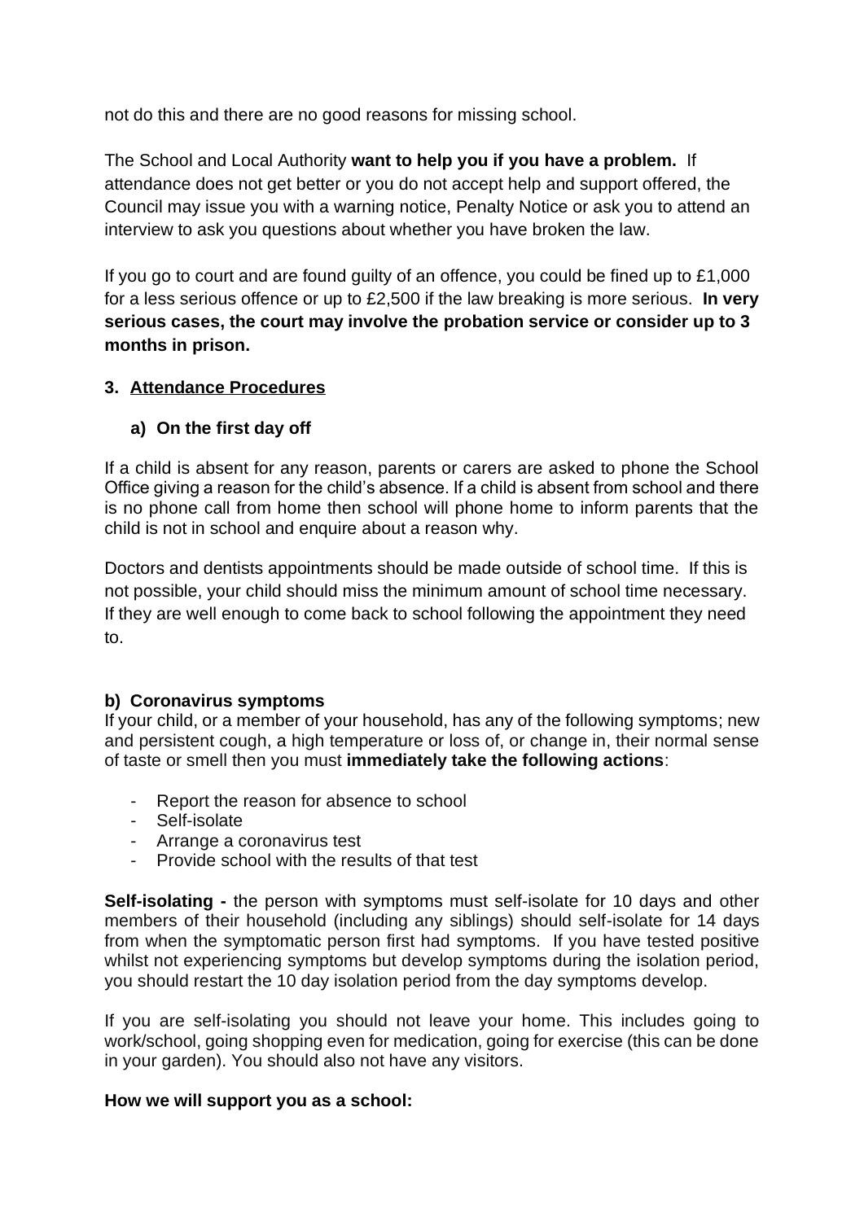not do this and there are no good reasons for missing school.

The School and Local Authority **want to help you if you have a problem.** If attendance does not get better or you do not accept help and support offered, the Council may issue you with a warning notice, Penalty Notice or ask you to attend an interview to ask you questions about whether you have broken the law.

If you go to court and are found guilty of an offence, you could be fined up to £1,000 for a less serious offence or up to £2,500 if the law breaking is more serious. **In very serious cases, the court may involve the probation service or consider up to 3 months in prison.**

## 3. Attendance Procedures

### a) On the first day off

If a child is absent for any reason, parents or carers are asked to phone the School Office giving a reason for the child's absence. If a child is absent from school and there is no phone call from home then school will phone home to inform parents that the child is not in school and enquire about a reason why.

Doctors and dentists appointments should be made outside of school time. If this is not possible, your child should miss the minimum amount of school time necessary. If they are well enough to come back to school following the appointment they need to.

### b) Coronavirus symptoms

If your child, or a member of your household, has any of the following symptoms; new and persistent cough, a high temperature or loss of, or change in, their normal sense of taste or smell then you must **immediately take the following actions**:

- Report the reason for absence to school
- Self-isolate
- Arrange a coronavirus test
- Provide school with the results of that test

**Self-isolating -** the person with symptoms must self-isolate for 10 days and other members of their household (including any siblings) should self-isolate for 14 days from when the symptomatic person first had symptoms. If you have tested positive whilst not experiencing symptoms but develop symptoms during the isolation period, you should restart the 10 day isolation period from the day symptoms develop.

If you are self-isolating you should not leave your home. This includes going to work/school, going shopping even for medication, going for exercise (this can be done in your garden). You should also not have any visitors.

**How we will support you as a school:**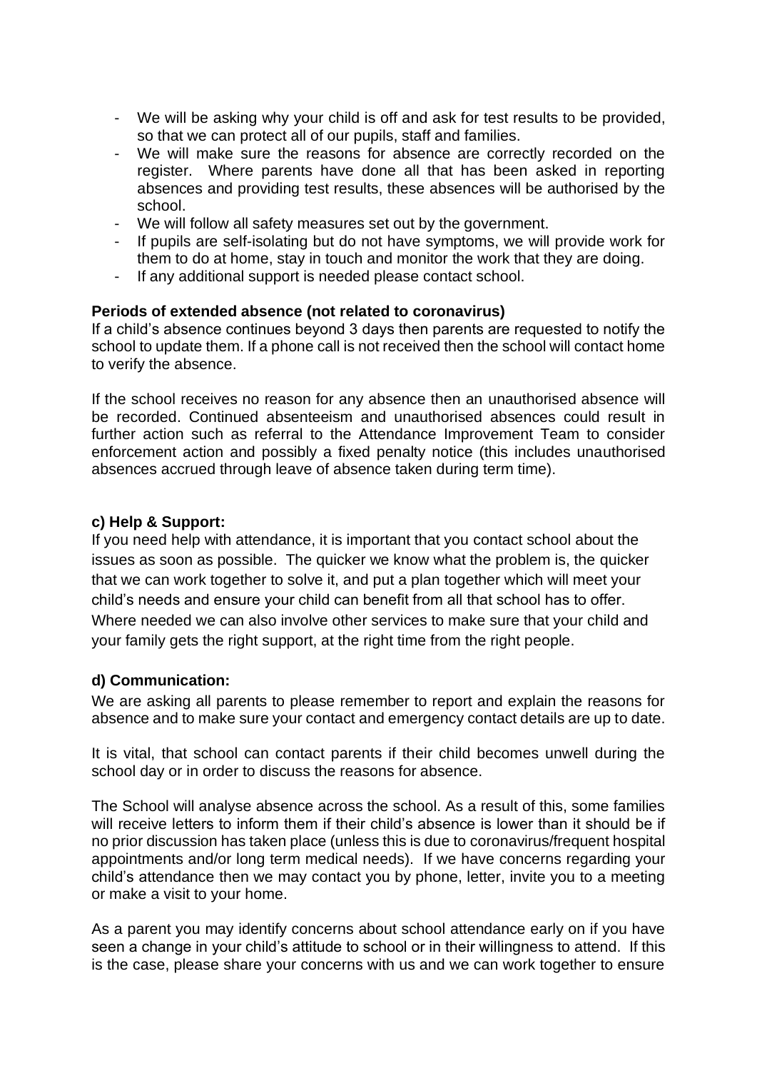- We will be asking why your child is off and ask for test results to be provided, so that we can protect all of our pupils, staff and families.
- We will make sure the reasons for absence are correctly recorded on the register. Where parents have done all that has been asked in reporting absences and providing test results, these absences will be authorised by the school.
- We will follow all safety measures set out by the government.
- If pupils are self-isolating but do not have symptoms, we will provide work for them to do at home, stay in touch and monitor the work that they are doing.
- If any additional support is needed please contact school.

**Periods of extended absence (not related to coronavirus)**

If a child's absence continues beyond 3 days then parents are requested to notify the school to update them. If a phone call is not received then the school will contact home to verify the absence.

If the school receives no reason for any absence then an unauthorised absence will be recorded. Continued absenteeism and unauthorised absences could result in further action such as referral to the Attendance Improvement Team to consider enforcement action and possibly a fixed penalty notice (this includes unauthorised absences accrued through leave of absence taken during term time).

**c) Help & Support:**

If you need help with attendance, it is important that you contact school about the issues as soon as possible. The quicker we know what the problem is, the quicker that we can work together to solve it, and put a plan together which will meet your child's needs and ensure your child can benefit from all that school has to offer. Where needed we can also involve other services to make sure that your child and your family gets the right support, at the right time from the right people.

**d) Communication:**

We are asking all parents to please remember to report and explain the reasons for absence and to make sure your contact and emergency contact details are up to date.

It is vital, that school can contact parents if their child becomes unwell during the school day or in order to discuss the reasons for absence.

The School will analyse absence across the school. As a result of this, some families will receive letters to inform them if their child's absence is lower than it should be if no prior discussion has taken place (unless this is due to coronavirus/frequent hospital appointments and/or long term medical needs). If we have concerns regarding your child's attendance then we may contact you by phone, letter, invite you to a meeting or make a visit to your home.

As a parent you may identify concerns about school attendance early on if you have seen a change in your child's attitude to school or in their willingness to attend. If this is the case, please share your concerns with us and we can work together to ensure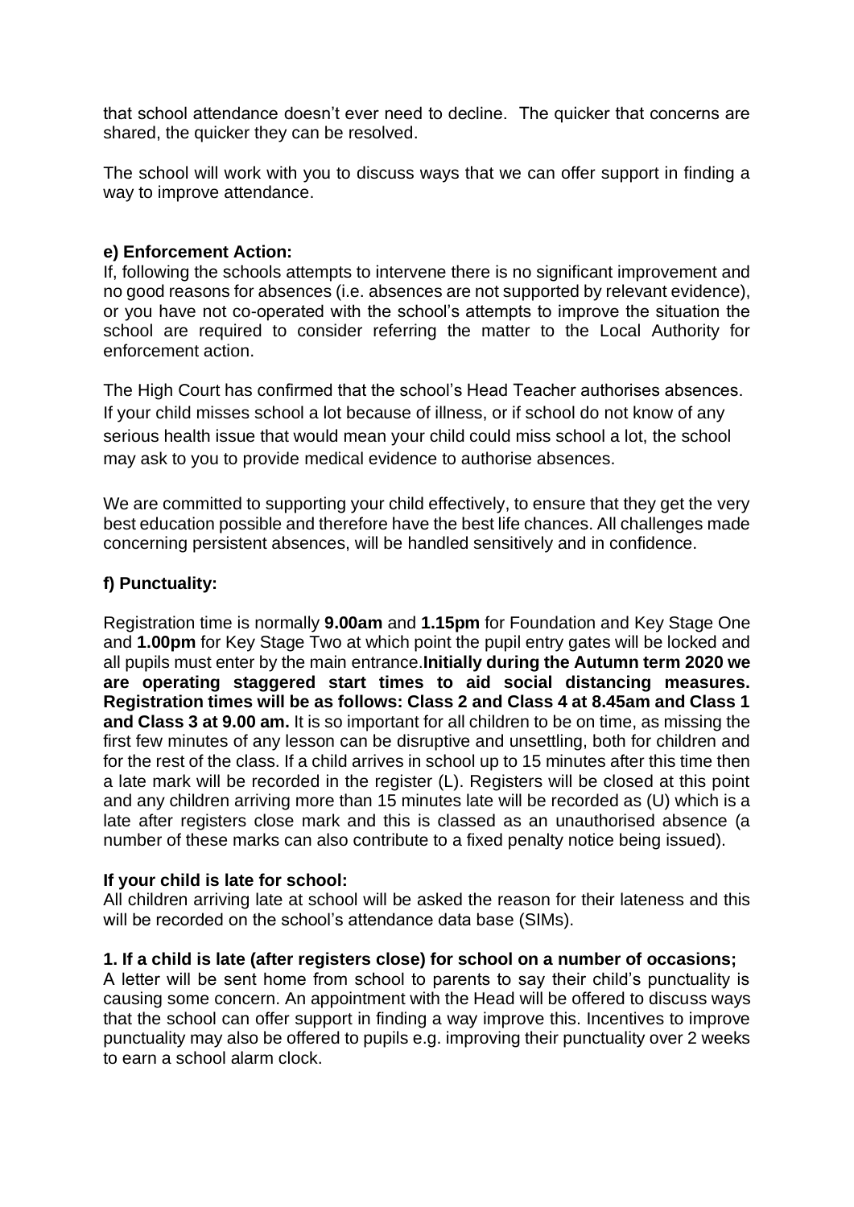that school attendance doesn't ever need to decline. The quicker that concerns are shared, the quicker they can be resolved.

The school will work with you to discuss ways that we can offer support in finding a way to improve attendance.

**e) Enforcement Action:**

If, following the schools attempts to intervene there is no significant improvement and no good reasons for absences (i.e. absences are not supported by relevant evidence), or you have not co-operated with the school's attempts to improve the situation the school are required to consider referring the matter to the Local Authority for enforcement action.

The High Court has confirmed that the school's Head Teacher authorises absences. If your child misses school a lot because of illness, or if school do not know of any serious health issue that would mean your child could miss school a lot, the school may ask to you to provide medical evidence to authorise absences.

We are committed to supporting your child effectively, to ensure that they get the very best education possible and therefore have the best life chances. All challenges made concerning persistent absences, will be handled sensitively and in confidence.

**f) Punctuality:**

Registration time is normally **9.00am** and **1.15pm** for Foundation and Key Stage One and **1.00pm** for Key Stage Two at which point the pupil entry gates will be locked and all pupils must enter by the main entrance.**Initially during the Autumn term 2020 we are operating staggered start times to aid social distancing measures. Registration times will be as follows: Class 2 and Class 4 at 8.45am and Class 1 and Class 3 at 9.00 am.** It is so important for all children to be on time, as missing the first few minutes of any lesson can be disruptive and unsettling, both for children and for the rest of the class. If a child arrives in school up to 15 minutes after this time then a late mark will be recorded in the register (L). Registers will be closed at this point and any children arriving more than 15 minutes late will be recorded as (U) which is a late after registers close mark and this is classed as an unauthorised absence (a number of these marks can also contribute to a fixed penalty notice being issued).

**If your child is late for school:**

All children arriving late at school will be asked the reason for their lateness and this will be recorded on the school's attendance data base (SIMs).

**1. If a child is late (after registers close) for school on a number of occasions;**

A letter will be sent home from school to parents to say their child's punctuality is causing some concern. An appointment with the Head will be offered to discuss ways that the school can offer support in finding a way improve this. Incentives to improve punctuality may also be offered to pupils e.g. improving their punctuality over 2 weeks to earn a school alarm clock.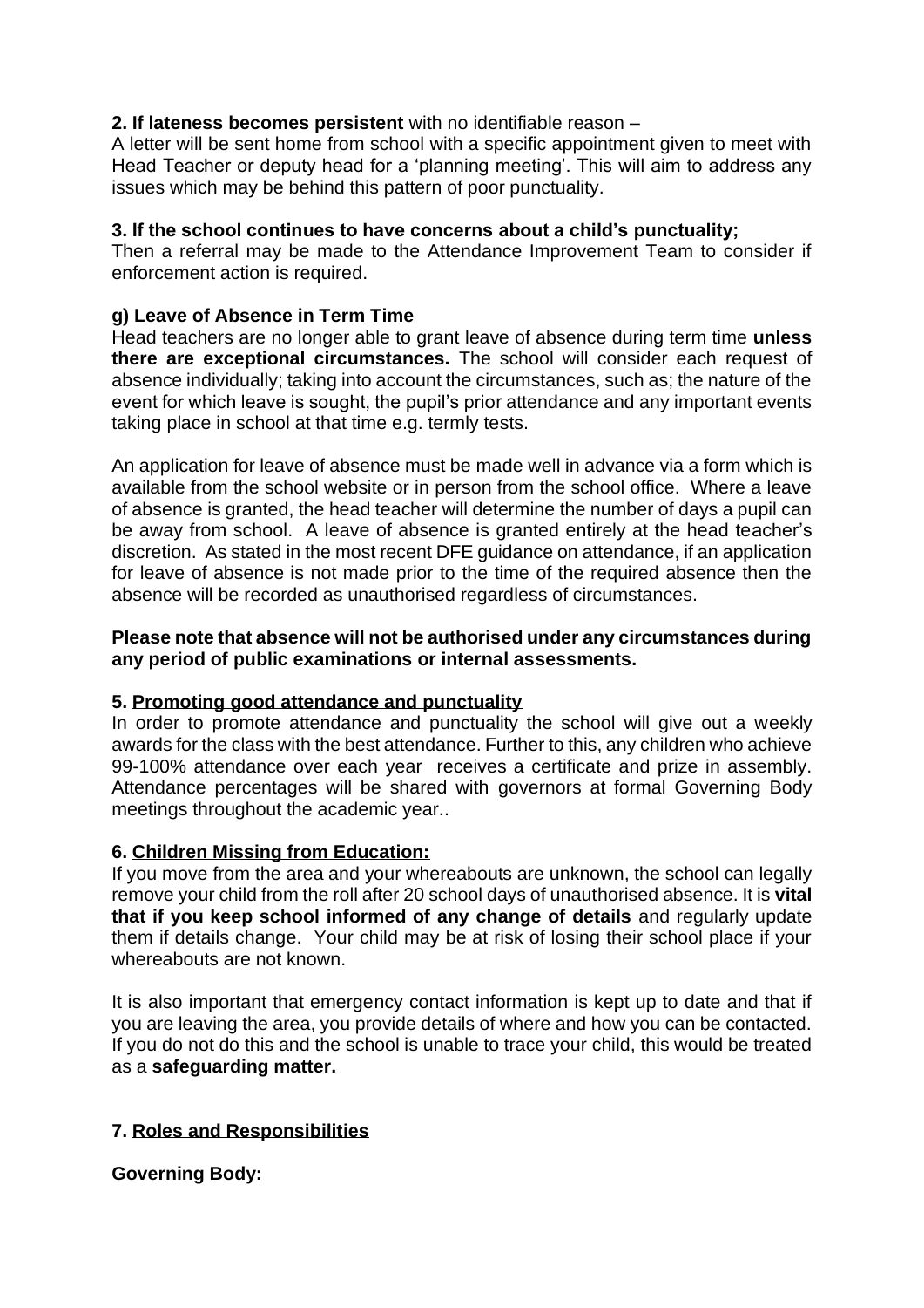**2. If lateness becomes persistent** with no identifiable reason –
A letter will be sent home from school with a specific appointment given to meet with Head Teacher or deputy head for a 'planning meeting'. This will aim to address any issues which may be behind this pattern of poor punctuality.

**3. If the school continues to have concerns about a child's punctuality;**
Then a referral may be made to the Attendance Improvement Team to consider if enforcement action is required.

**g) Leave of Absence in Term Time**
Head teachers are no longer able to grant leave of absence during term time **unless there are exceptional circumstances.** The school will consider each request of absence individually; taking into account the circumstances, such as; the nature of the event for which leave is sought, the pupil's prior attendance and any important events taking place in school at that time e.g. termly tests.

An application for leave of absence must be made well in advance via a form which is available from the school website or in person from the school office. Where a leave of absence is granted, the head teacher will determine the number of days a pupil can be away from school. A leave of absence is granted entirely at the head teacher's discretion. As stated in the most recent DFE guidance on attendance, if an application for leave of absence is not made prior to the time of the required absence then the absence will be recorded as unauthorised regardless of circumstances.

**Please note that absence will not be authorised under any circumstances during any period of public examinations or internal assessments.**

## 5. Promoting good attendance and punctuality

In order to promote attendance and punctuality the school will give out a weekly awards for the class with the best attendance. Further to this, any children who achieve 99-100% attendance over each year receives a certificate and prize in assembly. Attendance percentages will be shared with governors at formal Governing Body meetings throughout the academic year..

## 6. Children Missing from Education:

If you move from the area and your whereabouts are unknown, the school can legally remove your child from the roll after 20 school days of unauthorised absence. It is **vital that if you keep school informed of any change of details** and regularly update them if details change. Your child may be at risk of losing their school place if your whereabouts are not known.

It is also important that emergency contact information is kept up to date and that if you are leaving the area, you provide details of where and how you can be contacted. If you do not do this and the school is unable to trace your child, this would be treated as a **safeguarding matter.**

## 7. Roles and Responsibilities

**Governing Body:**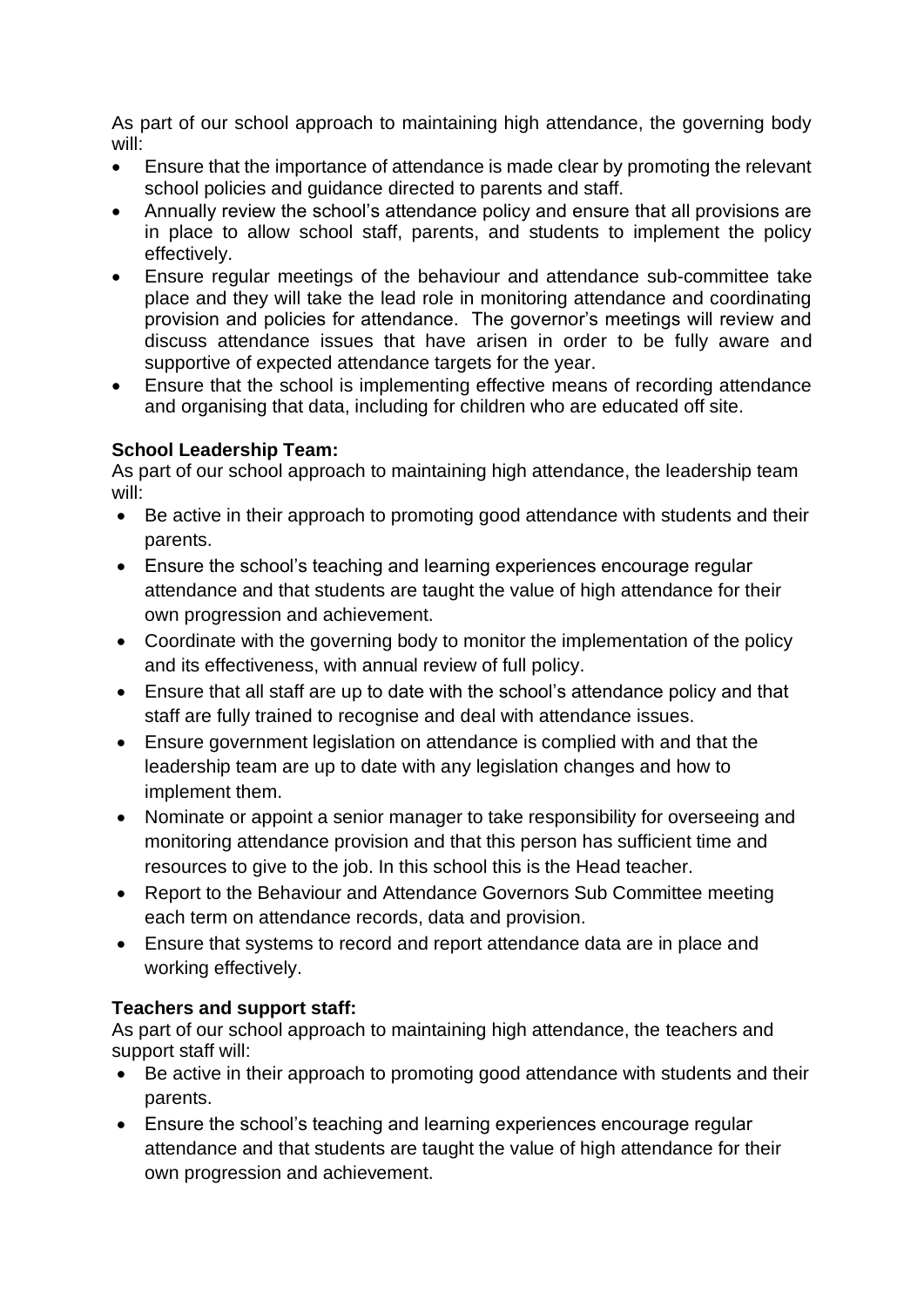As part of our school approach to maintaining high attendance, the governing body will:

- Ensure that the importance of attendance is made clear by promoting the relevant school policies and guidance directed to parents and staff.
- Annually review the school's attendance policy and ensure that all provisions are in place to allow school staff, parents, and students to implement the policy effectively.
- Ensure regular meetings of the behaviour and attendance sub-committee take place and they will take the lead role in monitoring attendance and coordinating provision and policies for attendance. The governor's meetings will review and discuss attendance issues that have arisen in order to be fully aware and supportive of expected attendance targets for the year.
- Ensure that the school is implementing effective means of recording attendance and organising that data, including for children who are educated off site.

**School Leadership Team:**

As part of our school approach to maintaining high attendance, the leadership team will:

- Be active in their approach to promoting good attendance with students and their parents.
- Ensure the school's teaching and learning experiences encourage regular attendance and that students are taught the value of high attendance for their own progression and achievement.
- Coordinate with the governing body to monitor the implementation of the policy and its effectiveness, with annual review of full policy.
- Ensure that all staff are up to date with the school's attendance policy and that staff are fully trained to recognise and deal with attendance issues.
- Ensure government legislation on attendance is complied with and that the leadership team are up to date with any legislation changes and how to implement them.
- Nominate or appoint a senior manager to take responsibility for overseeing and monitoring attendance provision and that this person has sufficient time and resources to give to the job. In this school this is the Head teacher.
- Report to the Behaviour and Attendance Governors Sub Committee meeting each term on attendance records, data and provision.
- Ensure that systems to record and report attendance data are in place and working effectively.

**Teachers and support staff:**

As part of our school approach to maintaining high attendance, the teachers and support staff will:

- Be active in their approach to promoting good attendance with students and their parents.
- Ensure the school's teaching and learning experiences encourage regular attendance and that students are taught the value of high attendance for their own progression and achievement.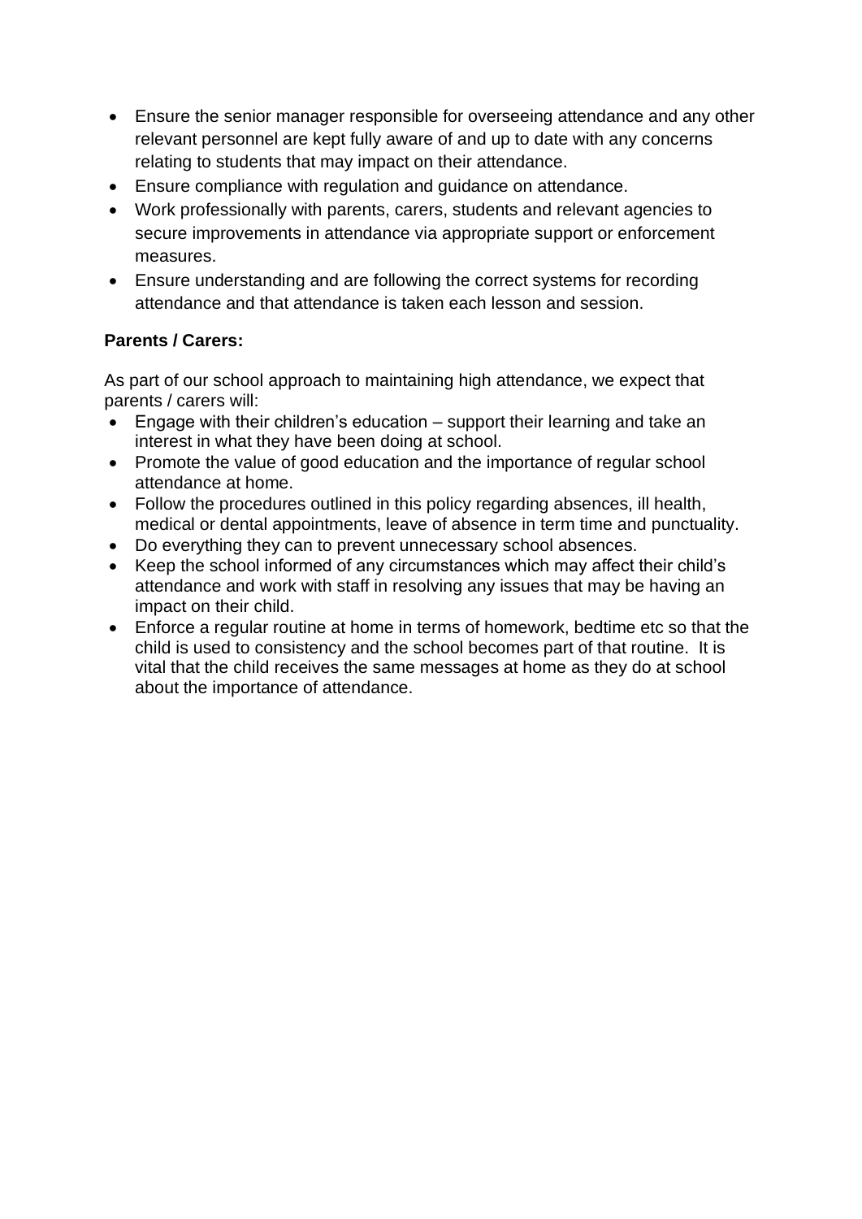- Ensure the senior manager responsible for overseeing attendance and any other relevant personnel are kept fully aware of and up to date with any concerns relating to students that may impact on their attendance.
- Ensure compliance with regulation and guidance on attendance.
- Work professionally with parents, carers, students and relevant agencies to secure improvements in attendance via appropriate support or enforcement measures.
- Ensure understanding and are following the correct systems for recording attendance and that attendance is taken each lesson and session.

**Parents / Carers:**

As part of our school approach to maintaining high attendance, we expect that parents / carers will:

- Engage with their children's education – support their learning and take an interest in what they have been doing at school.
- Promote the value of good education and the importance of regular school attendance at home.
- Follow the procedures outlined in this policy regarding absences, ill health, medical or dental appointments, leave of absence in term time and punctuality.
- Do everything they can to prevent unnecessary school absences.
- Keep the school informed of any circumstances which may affect their child's attendance and work with staff in resolving any issues that may be having an impact on their child.
- Enforce a regular routine at home in terms of homework, bedtime etc so that the child is used to consistency and the school becomes part of that routine. It is vital that the child receives the same messages at home as they do at school about the importance of attendance.